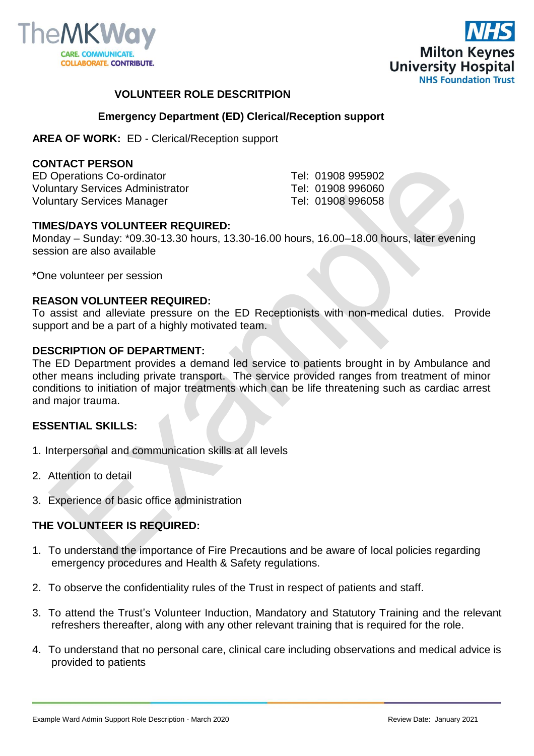# VOLUNTEER ROLE DESCRITPION

## Emergency Department (ED) Clerical/Reception support

**AREA OF WORK:** ED - Clerical/Reception support

**CONTACT PERSON**

| | |
|---|---|
| ED Operations Co-ordinator | Tel: 01908 995902 |
| Voluntary Services Administrator | Tel: 01908 996060 |
| Voluntary Services Manager | Tel: 01908 996058 |

**TIMES/DAYS VOLUNTEER REQUIRED:**
Monday – Sunday: *09.30-13.30 hours, 13.30-16.00 hours, 16.00–18.00 hours, later evening session are also available

*One volunteer per session

**REASON VOLUNTEER REQUIRED:**
To assist and alleviate pressure on the ED Receptionists with non-medical duties. Provide support and be a part of a highly motivated team.

**DESCRIPTION OF DEPARTMENT:**
The ED Department provides a demand led service to patients brought in by Ambulance and other means including private transport. The service provided ranges from treatment of minor conditions to initiation of major treatments which can be life threatening such as cardiac arrest and major trauma.

**ESSENTIAL SKILLS:**

1. Interpersonal and communication skills at all levels
2. Attention to detail
3. Experience of basic office administration

**THE VOLUNTEER IS REQUIRED:**

1. To understand the importance of Fire Precautions and be aware of local policies regarding emergency procedures and Health & Safety regulations.
2. To observe the confidentiality rules of the Trust in respect of patients and staff.
3. To attend the Trust's Volunteer Induction, Mandatory and Statutory Training and the relevant refreshers thereafter, along with any other relevant training that is required for the role.
4. To understand that no personal care, clinical care including observations and medical advice is provided to patients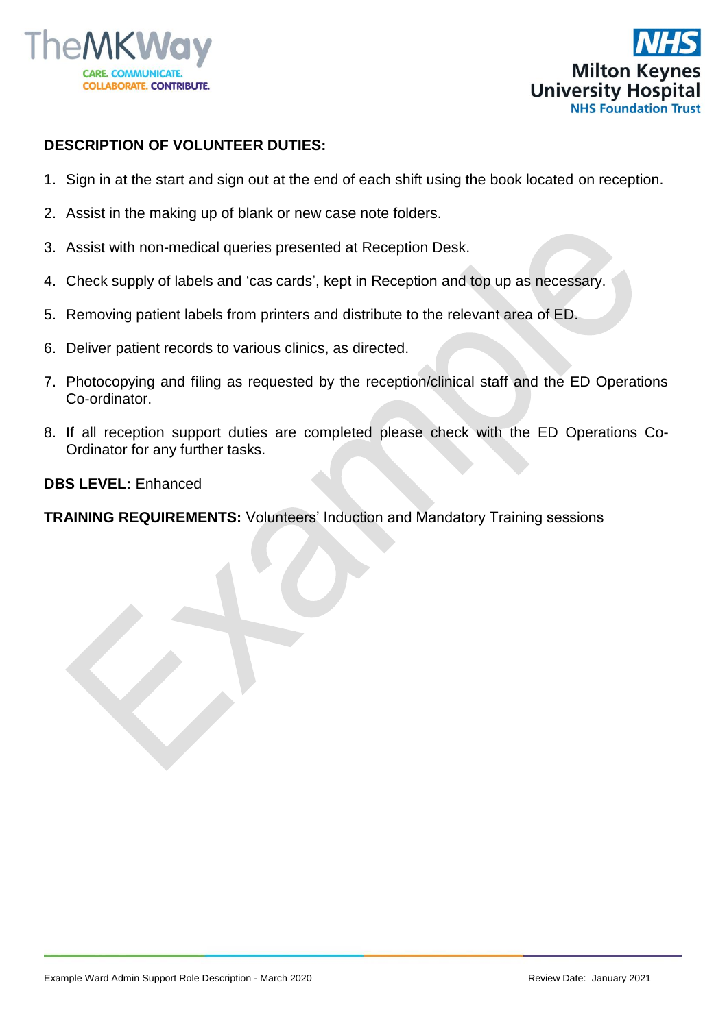**DESCRIPTION OF VOLUNTEER DUTIES:**

1. Sign in at the start and sign out at the end of each shift using the book located on reception.
2. Assist in the making up of blank or new case note folders.
3. Assist with non-medical queries presented at Reception Desk.
4. Check supply of labels and 'cas cards', kept in Reception and top up as necessary.
5. Removing patient labels from printers and distribute to the relevant area of ED.
6. Deliver patient records to various clinics, as directed.
7. Photocopying and filing as requested by the reception/clinical staff and the ED Operations Co-ordinator.
8. If all reception support duties are completed please check with the ED Operations Co-Ordinator for any further tasks.

**DBS LEVEL:** Enhanced

**TRAINING REQUIREMENTS:** Volunteers' Induction and Mandatory Training sessions